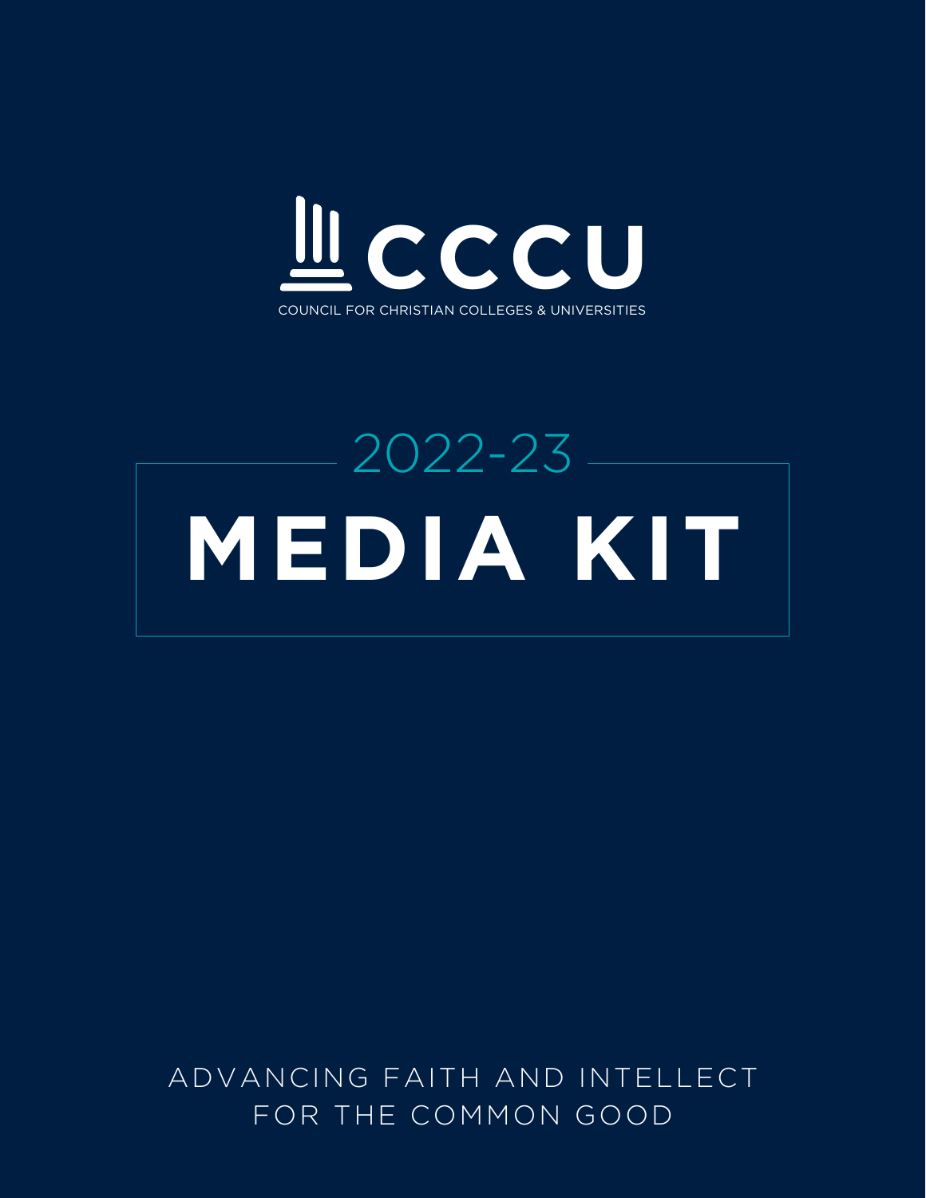# CCCU

COUNCIL FOR CHRISTIAN COLLEGES & UNIVERSITIES

2022-23

# MEDIA KIT

ADVANCING FAITH AND INTELLECT FOR THE COMMON GOOD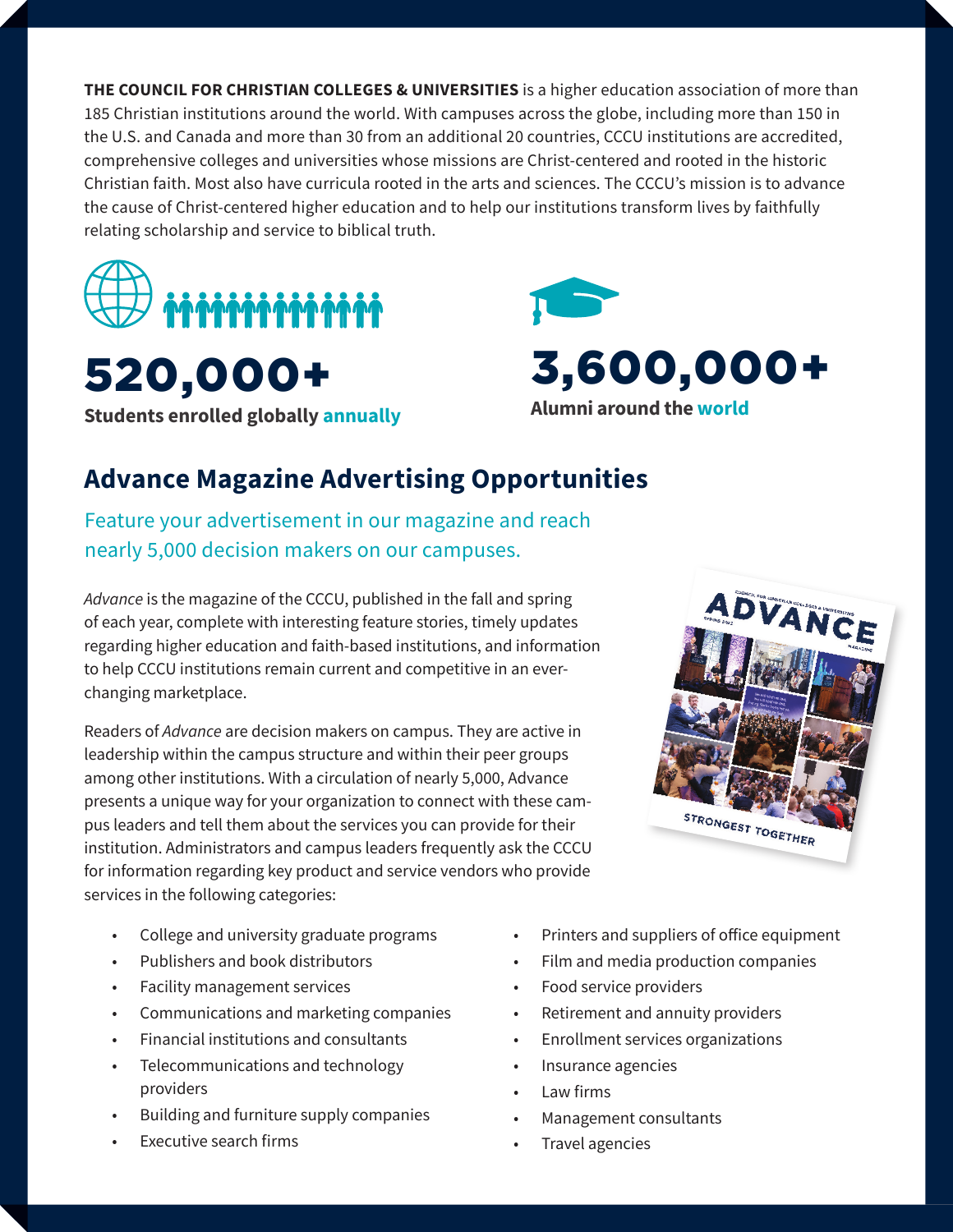**THE COUNCIL FOR CHRISTIAN COLLEGES & UNIVERSITIES** is a higher education association of more than 185 Christian institutions around the world. With campuses across the globe, including more than 150 in the U.S. and Canada and more than 30 from an additional 20 countries, CCCU institutions are accredited, comprehensive colleges and universities whose missions are Christ-centered and rooted in the historic Christian faith. Most also have curricula rooted in the arts and sciences. The CCCU's mission is to advance the cause of Christ-centered higher education and to help our institutions transform lives by faithfully relating scholarship and service to biblical truth.

**520,000+**

**Students enrolled globally annually**

**3,600,000+**

**Alumni around the world**

## Advance Magazine Advertising Opportunities

Feature your advertisement in our magazine and reach nearly 5,000 decision makers on our campuses.

*Advance* is the magazine of the CCCU, published in the fall and spring of each year, complete with interesting feature stories, timely updates regarding higher education and faith-based institutions, and information to help CCCU institutions remain current and competitive in an ever-changing marketplace.

Readers of *Advance* are decision makers on campus. They are active in leadership within the campus structure and within their peer groups among other institutions. With a circulation of nearly 5,000, Advance presents a unique way for your organization to connect with these campus leaders and tell them about the services you can provide for their institution. Administrators and campus leaders frequently ask the CCCU for information regarding key product and service vendors who provide services in the following categories:

- College and university graduate programs
- Publishers and book distributors
- Facility management services
- Communications and marketing companies
- Financial institutions and consultants
- Telecommunications and technology providers
- Building and furniture supply companies
- Executive search firms
- Printers and suppliers of office equipment
- Film and media production companies
- Food service providers
- Retirement and annuity providers
- Enrollment services organizations
- Insurance agencies
- Law firms
- Management consultants
- Travel agencies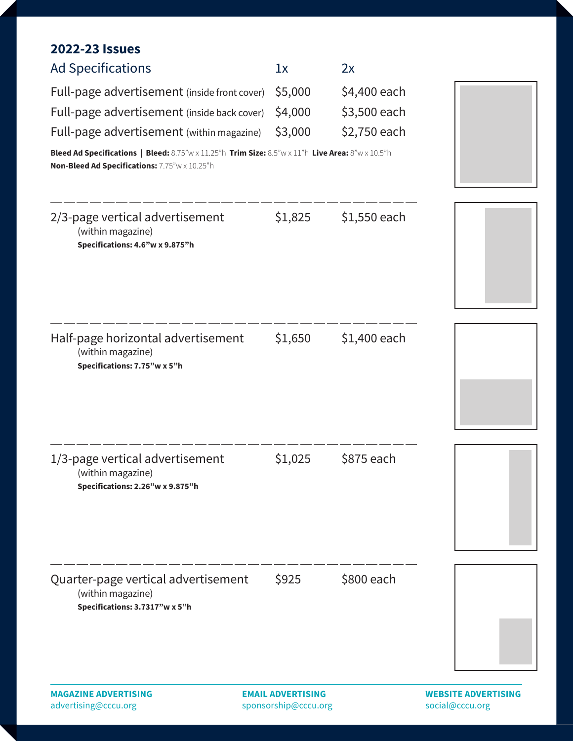## 2022-23 Issues

| Ad Specifications | 1x | 2x |
| --- | --- | --- |
| Full-page advertisement (inside front cover) | $5,000 | $4,400 each |
| Full-page advertisement (inside back cover) | $4,000 | $3,500 each |
| Full-page advertisement (within magazine) | $3,000 | $2,750 each |

**Bleed Ad Specifications | Bleed:** 8.75"w x 11.25"h **Trim Size:** 8.5"w x 11"h **Live Area:** 8"w x 10.5"h
**Non-Bleed Ad Specifications:** 7.75"w x 10.25"h

---

| Ad | 1x | 2x |
| --- | --- | --- |
| 2/3-page vertical advertisement (within magazine) **Specifications: 4.6"w x 9.875"h** | $1,825 | $1,550 each |
| Half-page horizontal advertisement (within magazine) **Specifications: 7.75"w x 5"h** | $1,650 | $1,400 each |
| 1/3-page vertical advertisement (within magazine) **Specifications: 2.26"w x 9.875"h** | $1,025 | $875 each |
| Quarter-page vertical advertisement (within magazine) **Specifications: 3.7317"w x 5"h** | $925 | $800 each |

---

**MAGAZINE ADVERTISING**
advertising@cccu.org

**EMAIL ADVERTISING**
sponsorship@cccu.org

**WEBSITE ADVERTISING**
social@cccu.org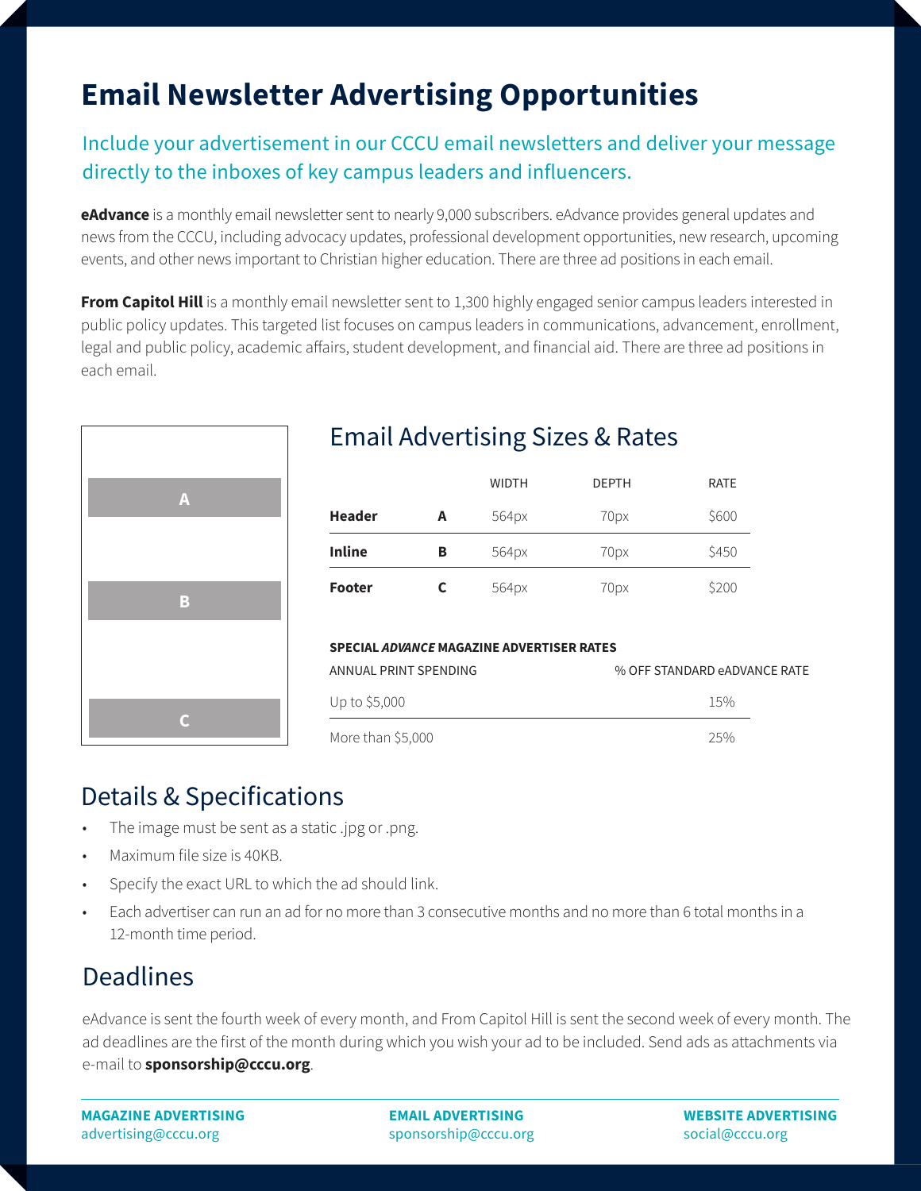# Email Newsletter Advertising Opportunities

Include your advertisement in our CCCU email newsletters and deliver your message directly to the inboxes of key campus leaders and influencers.

**eAdvance** is a monthly email newsletter sent to nearly 9,000 subscribers. eAdvance provides general updates and news from the CCCU, including advocacy updates, professional development opportunities, new research, upcoming events, and other news important to Christian higher education. There are three ad positions in each email.

**From Capitol Hill** is a monthly email newsletter sent to 1,300 highly engaged senior campus leaders interested in public policy updates. This targeted list focuses on campus leaders in communications, advancement, enrollment, legal and public policy, academic affairs, student development, and financial aid. There are three ad positions in each email.

A

B

C

## Email Advertising Sizes & Rates

| | | WIDTH | DEPTH | RATE |
|---|---|---|---|---|
| **Header** | **A** | 564px | 70px | $600 |
| **Inline** | **B** | 564px | 70px | $450 |
| **Footer** | **C** | 564px | 70px | $200 |

**SPECIAL *ADVANCE* MAGAZINE ADVERTISER RATES**

| ANNUAL PRINT SPENDING | % OFF STANDARD eADVANCE RATE |
|---|---|
| Up to $5,000 | 15% |
| More than $5,000 | 25% |

## Details & Specifications

- The image must be sent as a static .jpg or .png.
- Maximum file size is 40KB.
- Specify the exact URL to which the ad should link.
- Each advertiser can run an ad for no more than 3 consecutive months and no more than 6 total months in a 12-month time period.

## Deadlines

eAdvance is sent the fourth week of every month, and From Capitol Hill is sent the second week of every month. The ad deadlines are the first of the month during which you wish your ad to be included. Send ads as attachments via e-mail to **sponsorship@cccu.org**.

**MAGAZINE ADVERTISING**
advertising@cccu.org

**EMAIL ADVERTISING**
sponsorship@cccu.org

**WEBSITE ADVERTISING**
social@cccu.org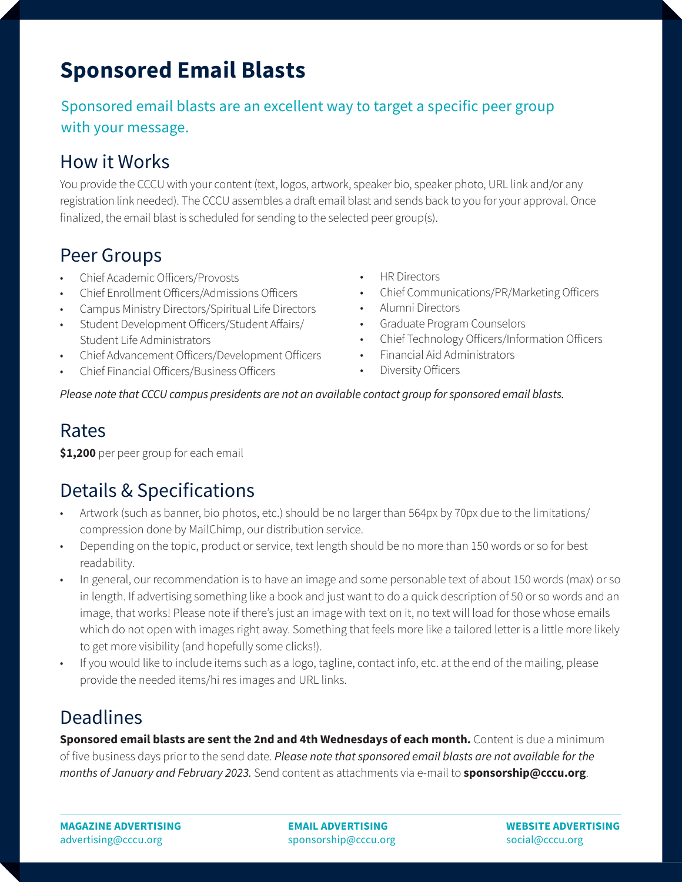# Sponsored Email Blasts

Sponsored email blasts are an excellent way to target a specific peer group with your message.

## How it Works

You provide the CCCU with your content (text, logos, artwork, speaker bio, speaker photo, URL link and/or any registration link needed). The CCCU assembles a draft email blast and sends back to you for your approval. Once finalized, the email blast is scheduled for sending to the selected peer group(s).

## Peer Groups

- Chief Academic Officers/Provosts
- Chief Enrollment Officers/Admissions Officers
- Campus Ministry Directors/Spiritual Life Directors
- Student Development Officers/Student Affairs/Student Life Administrators
- Chief Advancement Officers/Development Officers
- Chief Financial Officers/Business Officers
- HR Directors
- Chief Communications/PR/Marketing Officers
- Alumni Directors
- Graduate Program Counselors
- Chief Technology Officers/Information Officers
- Financial Aid Administrators
- Diversity Officers

*Please note that CCCU campus presidents are not an available contact group for sponsored email blasts.*

## Rates

**$1,200** per peer group for each email

## Details & Specifications

- Artwork (such as banner, bio photos, etc.) should be no larger than 564px by 70px due to the limitations/compression done by MailChimp, our distribution service.
- Depending on the topic, product or service, text length should be no more than 150 words or so for best readability.
- In general, our recommendation is to have an image and some personable text of about 150 words (max) or so in length. If advertising something like a book and just want to do a quick description of 50 or so words and an image, that works! Please note if there's just an image with text on it, no text will load for those whose emails which do not open with images right away. Something that feels more like a tailored letter is a little more likely to get more visibility (and hopefully some clicks!).
- If you would like to include items such as a logo, tagline, contact info, etc. at the end of the mailing, please provide the needed items/hi res images and URL links.

## Deadlines

**Sponsored email blasts are sent the 2nd and 4th Wednesdays of each month.** Content is due a minimum of five business days prior to the send date. *Please note that sponsored email blasts are not available for the months of January and February 2023.* Send content as attachments via e-mail to **sponsorship@cccu.org**.

**MAGAZINE ADVERTISING**
advertising@cccu.org

**EMAIL ADVERTISING**
sponsorship@cccu.org

**WEBSITE ADVERTISING**
social@cccu.org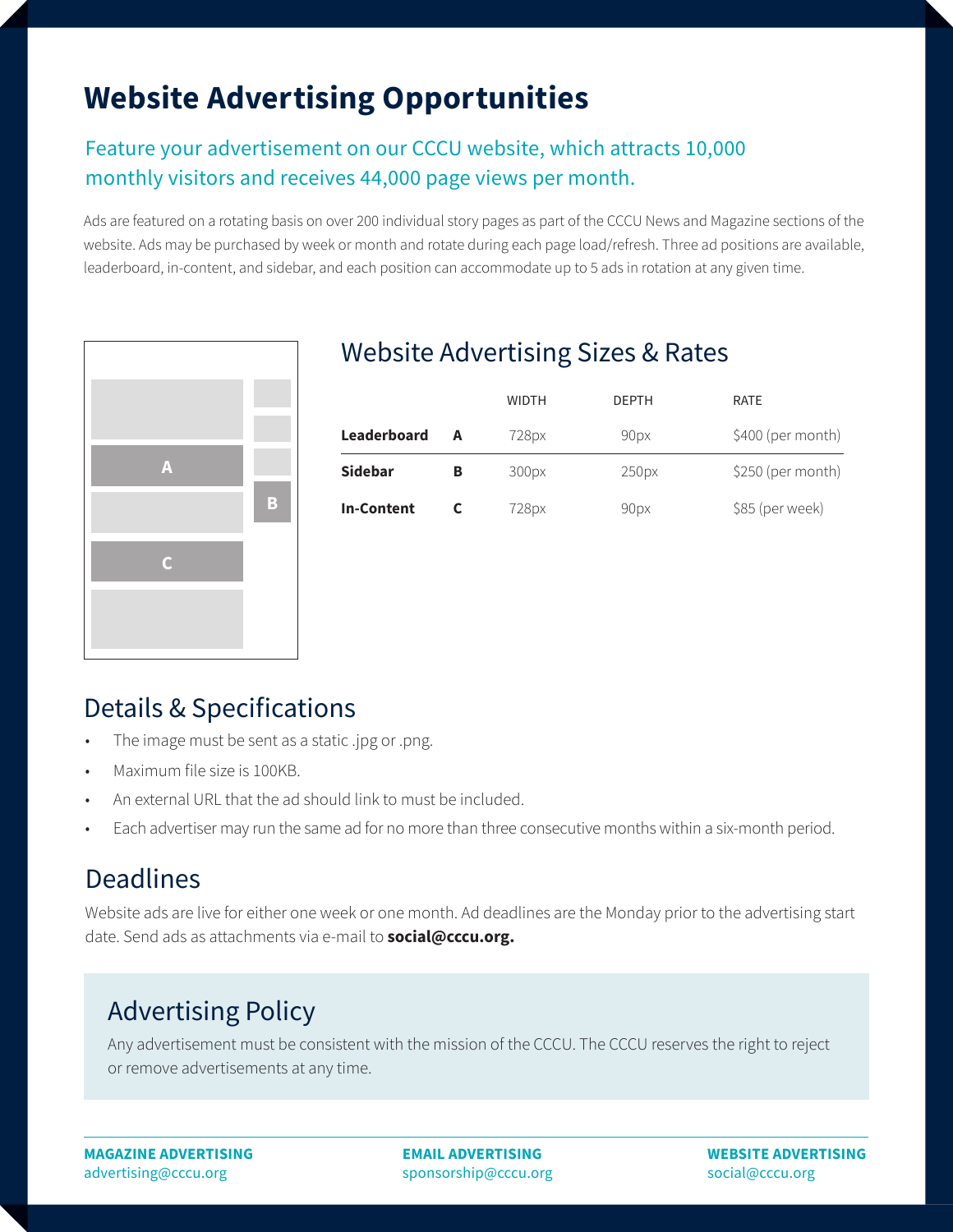# Website Advertising Opportunities

## Feature your advertisement on our CCCU website, which attracts 10,000 monthly visitors and receives 44,000 page views per month.

Ads are featured on a rotating basis on over 200 individual story pages as part of the CCCU News and Magazine sections of the website. Ads may be purchased by week or month and rotate during each page load/refresh. Three ad positions are available, leaderboard, in-content, and sidebar, and each position can accommodate up to 5 ads in rotation at any given time.

## Website Advertising Sizes & Rates

| | | WIDTH | DEPTH | RATE |
|---|---|---|---|---|
| **Leaderboard** | **A** | 728px | 90px | $400 (per month) |
| **Sidebar** | **B** | 300px | 250px | $250 (per month) |
| **In-Content** | **C** | 728px | 90px | $85 (per week) |

## Details & Specifications

- The image must be sent as a static .jpg or .png.
- Maximum file size is 100KB.
- An external URL that the ad should link to must be included.
- Each advertiser may run the same ad for no more than three consecutive months within a six-month period.

## Deadlines

Website ads are live for either one week or one month. Ad deadlines are the Monday prior to the advertising start date. Send ads as attachments via e-mail to **social@cccu.org.**

## Advertising Policy

Any advertisement must be consistent with the mission of the CCCU. The CCCU reserves the right to reject or remove advertisements at any time.

**MAGAZINE ADVERTISING**
advertising@cccu.org

**EMAIL ADVERTISING**
sponsorship@cccu.org

**WEBSITE ADVERTISING**
social@cccu.org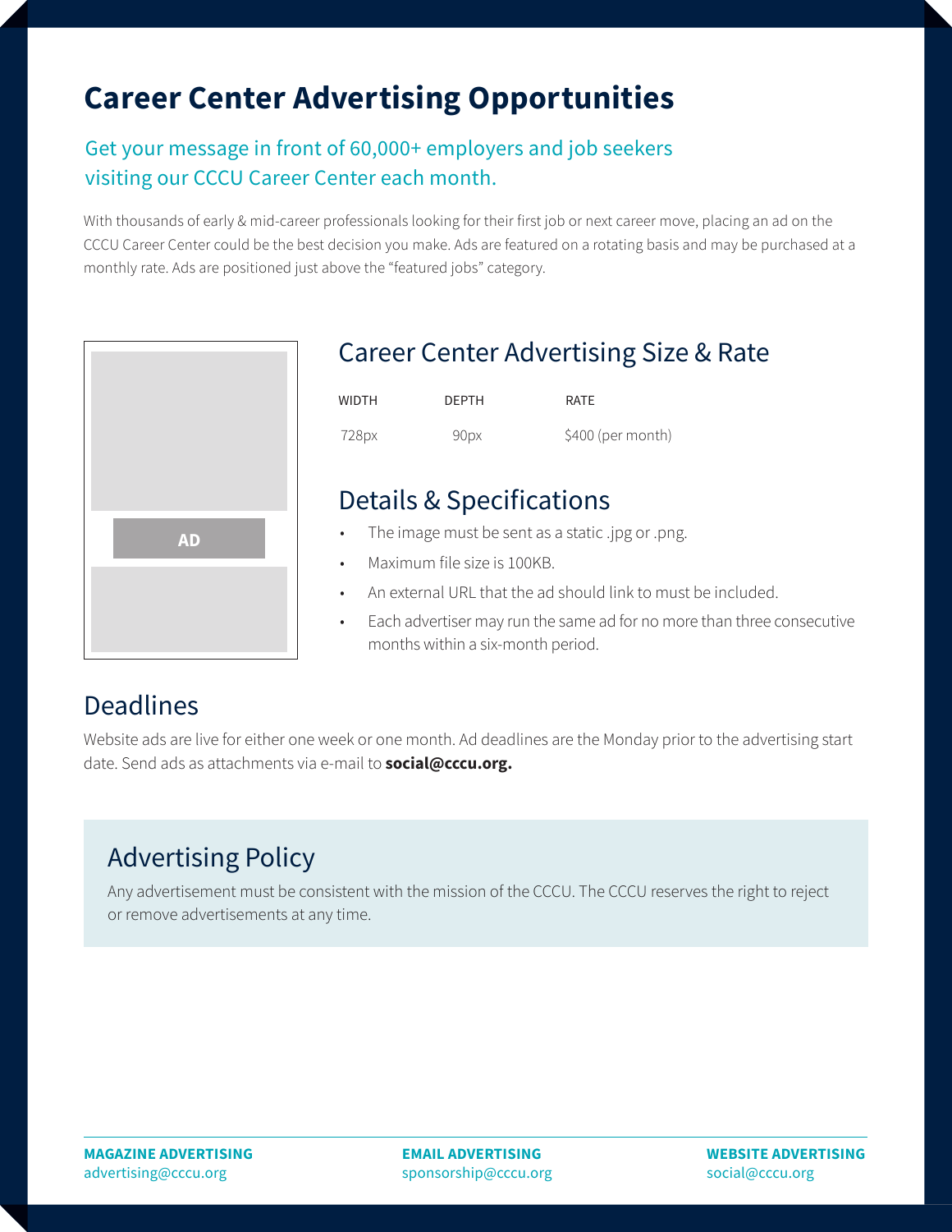# Career Center Advertising Opportunities

## Get your message in front of 60,000+ employers and job seekers visiting our CCCU Career Center each month.

With thousands of early & mid-career professionals looking for their first job or next career move, placing an ad on the CCCU Career Center could be the best decision you make. Ads are featured on a rotating basis and may be purchased at a monthly rate. Ads are positioned just above the "featured jobs" category.

AD

## Career Center Advertising Size & Rate

| WIDTH | DEPTH | RATE |
| --- | --- | --- |
| 728px | 90px | $400 (per month) |

## Details & Specifications

- The image must be sent as a static .jpg or .png.
- Maximum file size is 100KB.
- An external URL that the ad should link to must be included.
- Each advertiser may run the same ad for no more than three consecutive months within a six-month period.

## Deadlines

Website ads are live for either one week or one month. Ad deadlines are the Monday prior to the advertising start date. Send ads as attachments via e-mail to **social@cccu.org.**

## Advertising Policy

Any advertisement must be consistent with the mission of the CCCU. The CCCU reserves the right to reject or remove advertisements at any time.

**MAGAZINE ADVERTISING**
advertising@cccu.org

**EMAIL ADVERTISING**
sponsorship@cccu.org

**WEBSITE ADVERTISING**
social@cccu.org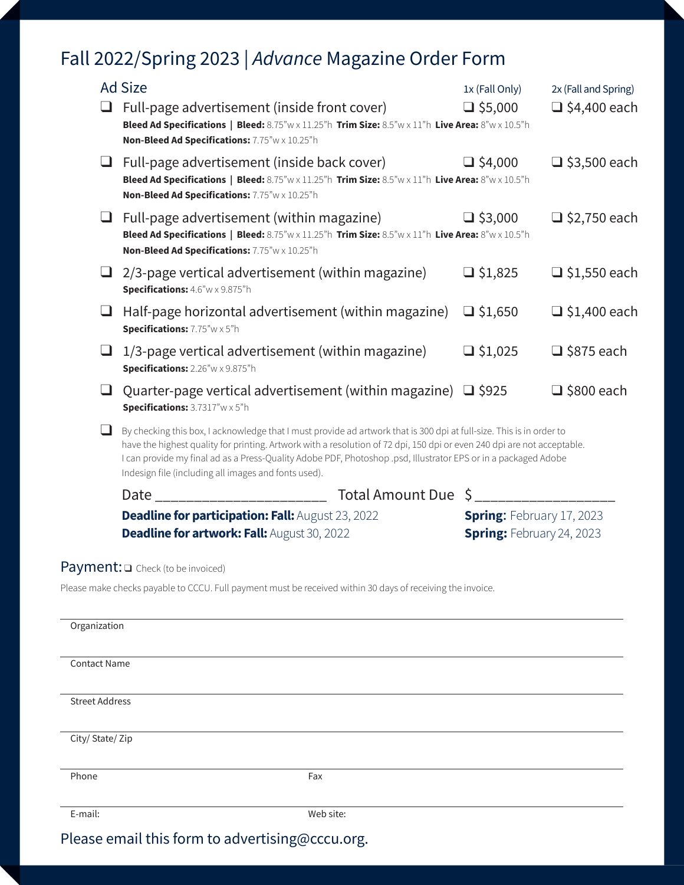# Fall 2022/Spring 2023 | *Advance* Magazine Order Form

| Ad Size | 1x (Fall Only) | 2x (Fall and Spring) |
|---|---|---|
| ❑ Full-page advertisement (inside front cover)<br>**Bleed Ad Specifications \| Bleed:** 8.75"w x 11.25"h **Trim Size:** 8.5"w x 11"h **Live Area:** 8"w x 10.5"h<br>**Non-Bleed Ad Specifications:** 7.75"w x 10.25"h | ❑ $5,000 | ❑ $4,400 each |
| ❑ Full-page advertisement (inside back cover)<br>**Bleed Ad Specifications \| Bleed:** 8.75"w x 11.25"h **Trim Size:** 8.5"w x 11"h **Live Area:** 8"w x 10.5"h<br>**Non-Bleed Ad Specifications:** 7.75"w x 10.25"h | ❑ $4,000 | ❑ $3,500 each |
| ❑ Full-page advertisement (within magazine)<br>**Bleed Ad Specifications \| Bleed:** 8.75"w x 11.25"h **Trim Size:** 8.5"w x 11"h **Live Area:** 8"w x 10.5"h<br>**Non-Bleed Ad Specifications:** 7.75"w x 10.25"h | ❑ $3,000 | ❑ $2,750 each |
| ❑ 2/3-page vertical advertisement (within magazine)<br>**Specifications:** 4.6"w x 9.875"h | ❑ $1,825 | ❑ $1,550 each |
| ❑ Half-page horizontal advertisement (within magazine)<br>**Specifications:** 7.75"w x 5"h | ❑ $1,650 | ❑ $1,400 each |
| ❑ 1/3-page vertical advertisement (within magazine)<br>**Specifications:** 2.26"w x 9.875"h | ❑ $1,025 | ❑ $875 each |
| ❑ Quarter-page vertical advertisement (within magazine)<br>**Specifications:** 3.7317"w x 5"h | ❑ $925 | ❑ $800 each |

❑ By checking this box, I acknowledge that I must provide ad artwork that is 300 dpi at full-size. This is in order to have the highest quality for printing. Artwork with a resolution of 72 dpi, 150 dpi or even 240 dpi are not acceptable. I can provide my final ad as a Press-Quality Adobe PDF, Photoshop .psd, Illustrator EPS or in a packaged Adobe Indesign file (including all images and fonts used).

Date ______________________ Total Amount Due $ __________________

**Deadline for participation: Fall:** August 23, 2022 **Spring:** February 17, 2023

**Deadline for artwork: Fall:** August 30, 2022 **Spring:** February 24, 2023

## Payment: ❑ Check (to be invoiced)

Please make checks payable to CCCU. Full payment must be received within 30 days of receiving the invoice.

Organization

Contact Name

Street Address

City/ State/ Zip

Phone Fax

E-mail: Web site:

Please email this form to advertising@cccu.org.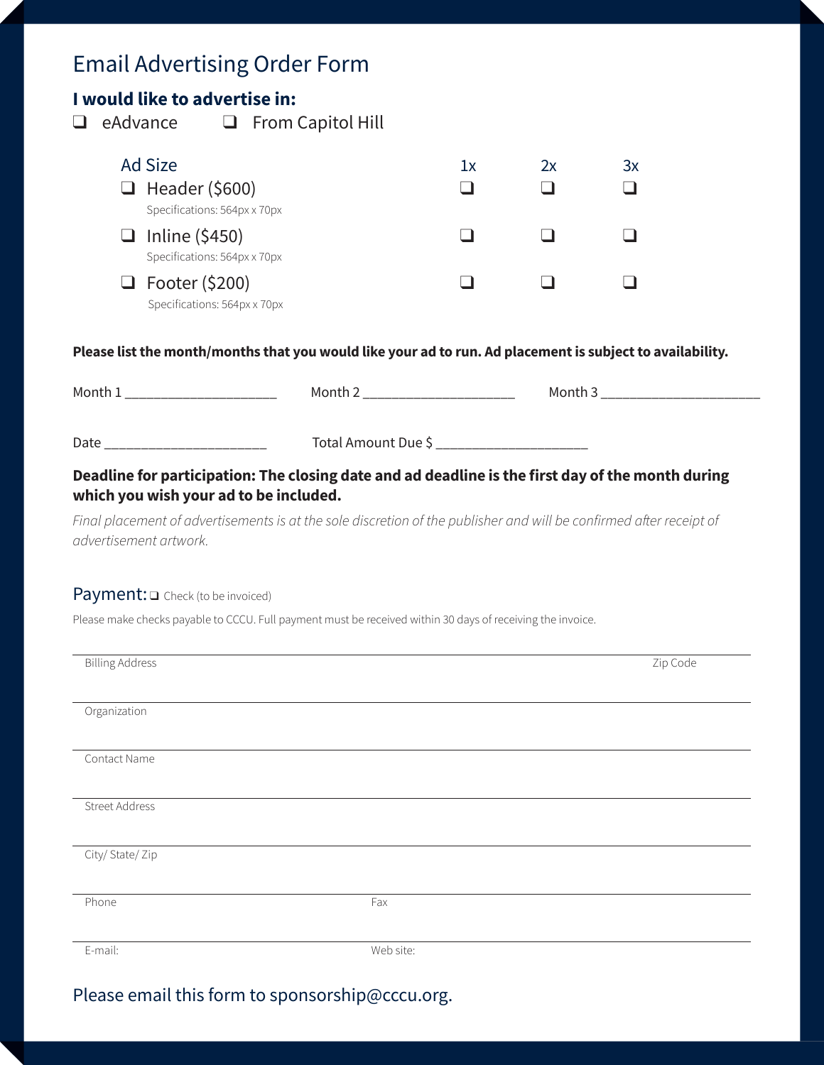# Email Advertising Order Form

**I would like to advertise in:**

❑ eAdvance ❑ From Capitol Hill

| Ad Size | 1x | 2x | 3x |
|---|---|---|---|
| ❑ Header ($600)<br>Specifications: 564px x 70px | ❑ | ❑ | ❑ |
| ❑ Inline ($450)<br>Specifications: 564px x 70px | ❑ | ❑ | ❑ |
| ❑ Footer ($200)<br>Specifications: 564px x 70px | ❑ | ❑ | ❑ |

**Please list the month/months that you would like your ad to run. Ad placement is subject to availability.**

Month 1 ______________________ Month 2 ______________________ Month 3 _______________________

Date _______________________ Total Amount Due $ ______________________

**Deadline for participation: The closing date and ad deadline is the first day of the month during which you wish your ad to be included.**

*Final placement of advertisements is at the sole discretion of the publisher and will be confirmed after receipt of advertisement artwork.*

## Payment: ❑ Check (to be invoiced)

Please make checks payable to CCCU. Full payment must be received within 30 days of receiving the invoice.

Billing Address _______________________ Zip Code _______________________

Organization _______________________

Contact Name _______________________

Street Address _______________________

City/ State/ Zip _______________________

Phone _______________________ Fax _______________________

E-mail: _______________________ Web site: _______________________

Please email this form to sponsorship@cccu.org.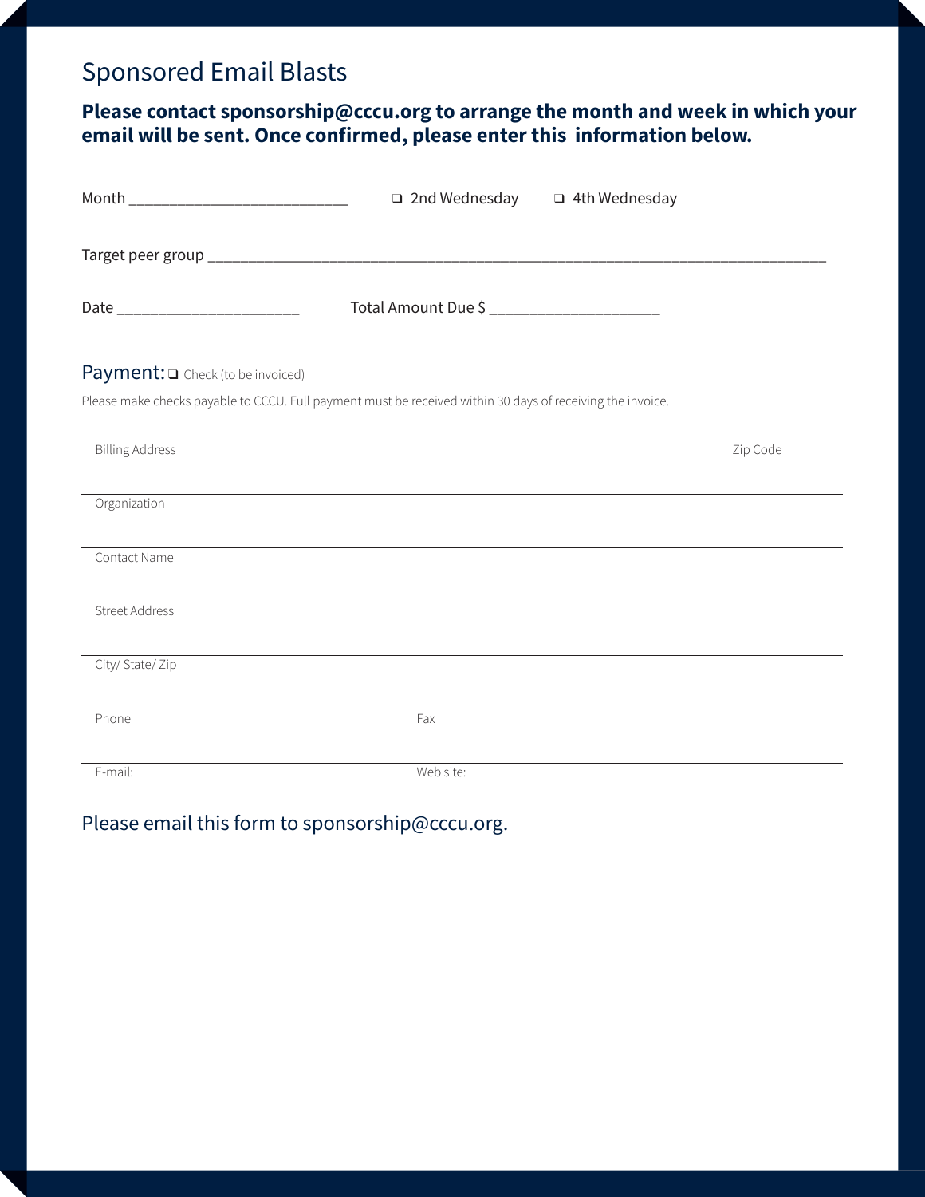## Sponsored Email Blasts

**Please contact sponsorship@cccu.org to arrange the month and week in which your email will be sent. Once confirmed, please enter this information below.**

Month ___________________________ ❑ 2nd Wednesday ❑ 4th Wednesday

Target peer group ____________________________________________________________________________

Date ______________________ Total Amount Due $ _____________________

Payment: ❑ Check (to be invoiced)

Please make checks payable to CCCU. Full payment must be received within 30 days of receiving the invoice.

Billing Address Zip Code

Organization

Contact Name

Street Address

City/ State/ Zip

Phone Fax

E-mail: Web site:

Please email this form to sponsorship@cccu.org.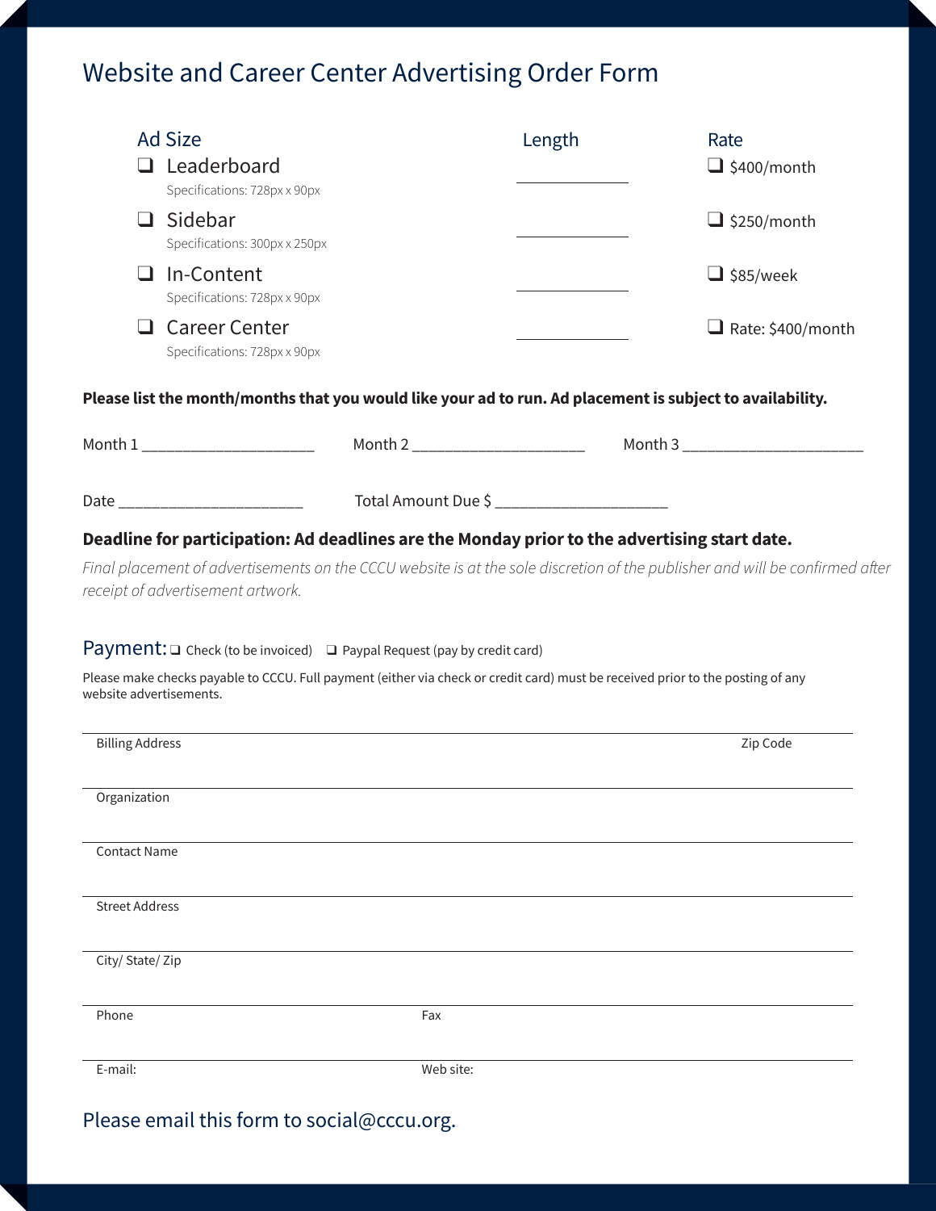# Website and Career Center Advertising Order Form

| Ad Size | Length | Rate |
|---|---|---|
| ❑ Leaderboard<br>Specifications: 728px x 90px | ________ | ❑ $400/month |
| ❑ Sidebar<br>Specifications: 300px x 250px | ________ | ❑ $250/month |
| ❑ In-Content<br>Specifications: 728px x 90px | ________ | ❑ $85/week |
| ❑ Career Center<br>Specifications: 728px x 90px | ________ | ❑ Rate: $400/month |

**Please list the month/months that you would like your ad to run. Ad placement is subject to availability.**

Month 1 ______________________ Month 2 ______________________ Month 3 _______________________

Date _______________________ Total Amount Due $ ______________________

**Deadline for participation: Ad deadlines are the Monday prior to the advertising start date.**

*Final placement of advertisements on the CCCU website is at the sole discretion of the publisher and will be confirmed after receipt of advertisement artwork.*

## Payment: ❑ Check (to be invoiced) ❑ Paypal Request (pay by credit card)

Please make checks payable to CCCU. Full payment (either via check or credit card) must be received prior to the posting of any website advertisements.

Billing Address Zip Code

Organization

Contact Name

Street Address

City/ State/ Zip

Phone Fax

E-mail: Web site:

## Please email this form to social@cccu.org.